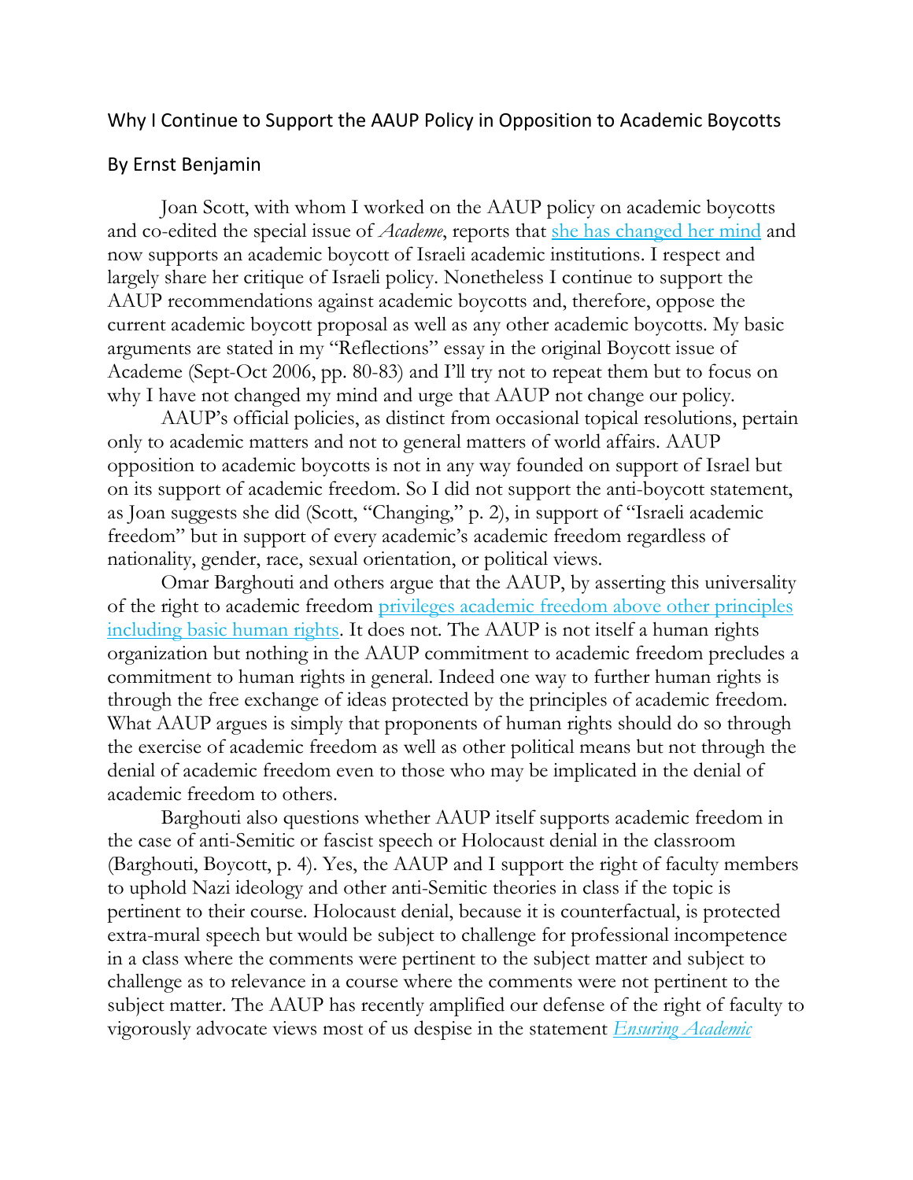# Why I Continue to Support the AAUP Policy in Opposition to Academic Boycotts

## By Ernst Benjamin

Joan Scott, with whom I worked on the AAUP policy on academic boycotts and co-edited the special issue of *Academe*, reports that she has changed her mind and now supports an academic boycott of Israeli academic institutions. I respect and largely share her critique of Israeli policy. Nonetheless I continue to support the AAUP recommendations against academic boycotts and, therefore, oppose the current academic boycott proposal as well as any other academic boycotts. My basic arguments are stated in my "Reflections" essay in the original Boycott issue of Academe (Sept-Oct 2006, pp. 80-83) and I'll try not to repeat them but to focus on why I have not changed my mind and urge that AAUP not change our policy.

AAUP's official policies, as distinct from occasional topical resolutions, pertain only to academic matters and not to general matters of world affairs. AAUP opposition to academic boycotts is not in any way founded on support of Israel but on its support of academic freedom. So I did not support the anti-boycott statement, as Joan suggests she did (Scott, "Changing," p. 2), in support of "Israeli academic freedom" but in support of every academic's academic freedom regardless of nationality, gender, race, sexual orientation, or political views.

Omar Barghouti and others argue that the AAUP, by asserting this universality of the right to academic freedom privileges academic freedom above other principles including basic human rights. It does not. The AAUP is not itself a human rights organization but nothing in the AAUP commitment to academic freedom precludes a commitment to human rights in general. Indeed one way to further human rights is through the free exchange of ideas protected by the principles of academic freedom. What AAUP argues is simply that proponents of human rights should do so through the exercise of academic freedom as well as other political means but not through the denial of academic freedom even to those who may be implicated in the denial of academic freedom to others.

Barghouti also questions whether AAUP itself supports academic freedom in the case of anti-Semitic or fascist speech or Holocaust denial in the classroom (Barghouti, Boycott, p. 4). Yes, the AAUP and I support the right of faculty members to uphold Nazi ideology and other anti-Semitic theories in class if the topic is pertinent to their course. Holocaust denial, because it is counterfactual, is protected extra-mural speech but would be subject to challenge for professional incompetence in a class where the comments were pertinent to the subject matter and subject to challenge as to relevance in a course where the comments were not pertinent to the subject matter. The AAUP has recently amplified our defense of the right of faculty to vigorously advocate views most of us despise in the statement *Ensuring Academic*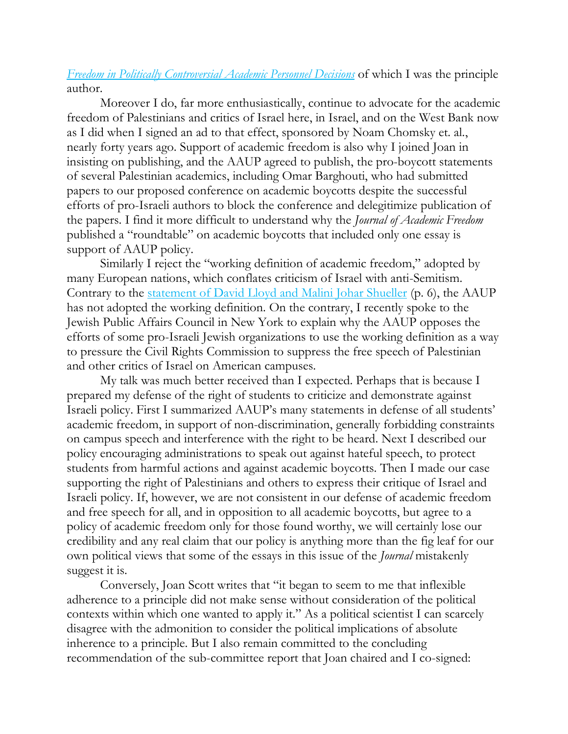*Freedom in Politically Controversial Academic Personnel Decisions* of which I was the principle author.

Moreover I do, far more enthusiastically, continue to advocate for the academic freedom of Palestinians and critics of Israel here, in Israel, and on the West Bank now as I did when I signed an ad to that effect, sponsored by Noam Chomsky et. al., nearly forty years ago. Support of academic freedom is also why I joined Joan in insisting on publishing, and the AAUP agreed to publish, the pro-boycott statements of several Palestinian academics, including Omar Barghouti, who had submitted papers to our proposed conference on academic boycotts despite the successful efforts of pro-Israeli authors to block the conference and delegitimize publication of the papers. I find it more difficult to understand why the *Journal of Academic Freedom* published a "roundtable" on academic boycotts that included only one essay is support of AAUP policy.

Similarly I reject the "working definition of academic freedom," adopted by many European nations, which conflates criticism of Israel with anti-Semitism. Contrary to the statement of David Lloyd and Malini Johar Shueller (p. 6), the AAUP has not adopted the working definition. On the contrary, I recently spoke to the Jewish Public Affairs Council in New York to explain why the AAUP opposes the efforts of some pro-Israeli Jewish organizations to use the working definition as a way to pressure the Civil Rights Commission to suppress the free speech of Palestinian and other critics of Israel on American campuses.

My talk was much better received than I expected. Perhaps that is because I prepared my defense of the right of students to criticize and demonstrate against Israeli policy. First I summarized AAUP's many statements in defense of all students' academic freedom, in support of non-discrimination, generally forbidding constraints on campus speech and interference with the right to be heard. Next I described our policy encouraging administrations to speak out against hateful speech, to protect students from harmful actions and against academic boycotts. Then I made our case supporting the right of Palestinians and others to express their critique of Israel and Israeli policy. If, however, we are not consistent in our defense of academic freedom and free speech for all, and in opposition to all academic boycotts, but agree to a policy of academic freedom only for those found worthy, we will certainly lose our credibility and any real claim that our policy is anything more than the fig leaf for our own political views that some of the essays in this issue of the *Journal* mistakenly suggest it is.

Conversely, Joan Scott writes that "it began to seem to me that inflexible adherence to a principle did not make sense without consideration of the political contexts within which one wanted to apply it." As a political scientist I can scarcely disagree with the admonition to consider the political implications of absolute inherence to a principle. But I also remain committed to the concluding recommendation of the sub-committee report that Joan chaired and I co-signed: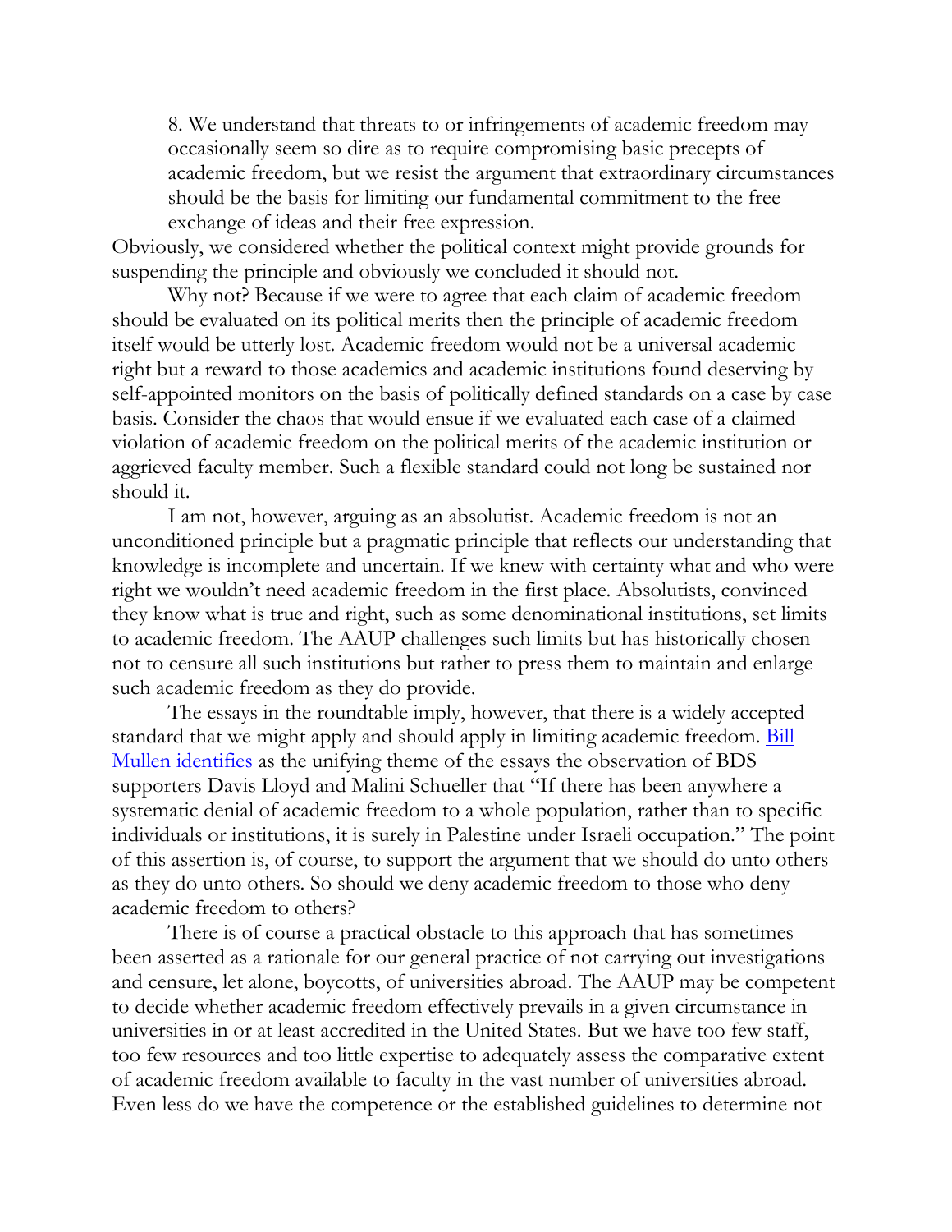8. We understand that threats to or infringements of academic freedom may occasionally seem so dire as to require compromising basic precepts of academic freedom, but we resist the argument that extraordinary circumstances should be the basis for limiting our fundamental commitment to the free exchange of ideas and their free expression.

Obviously, we considered whether the political context might provide grounds for suspending the principle and obviously we concluded it should not.

Why not? Because if we were to agree that each claim of academic freedom should be evaluated on its political merits then the principle of academic freedom itself would be utterly lost. Academic freedom would not be a universal academic right but a reward to those academics and academic institutions found deserving by self-appointed monitors on the basis of politically defined standards on a case by case basis. Consider the chaos that would ensue if we evaluated each case of a claimed violation of academic freedom on the political merits of the academic institution or aggrieved faculty member. Such a flexible standard could not long be sustained nor should it.

I am not, however, arguing as an absolutist. Academic freedom is not an unconditioned principle but a pragmatic principle that reflects our understanding that knowledge is incomplete and uncertain. If we knew with certainty what and who were right we wouldn't need academic freedom in the first place. Absolutists, convinced they know what is true and right, such as some denominational institutions, set limits to academic freedom. The AAUP challenges such limits but has historically chosen not to censure all such institutions but rather to press them to maintain and enlarge such academic freedom as they do provide.

The essays in the roundtable imply, however, that there is a widely accepted standard that we might apply and should apply in limiting academic freedom. Bill Mullen identifies as the unifying theme of the essays the observation of BDS supporters Davis Lloyd and Malini Schueller that "If there has been anywhere a systematic denial of academic freedom to a whole population, rather than to specific individuals or institutions, it is surely in Palestine under Israeli occupation." The point of this assertion is, of course, to support the argument that we should do unto others as they do unto others. So should we deny academic freedom to those who deny academic freedom to others?

There is of course a practical obstacle to this approach that has sometimes been asserted as a rationale for our general practice of not carrying out investigations and censure, let alone, boycotts, of universities abroad. The AAUP may be competent to decide whether academic freedom effectively prevails in a given circumstance in universities in or at least accredited in the United States. But we have too few staff, too few resources and too little expertise to adequately assess the comparative extent of academic freedom available to faculty in the vast number of universities abroad. Even less do we have the competence or the established guidelines to determine not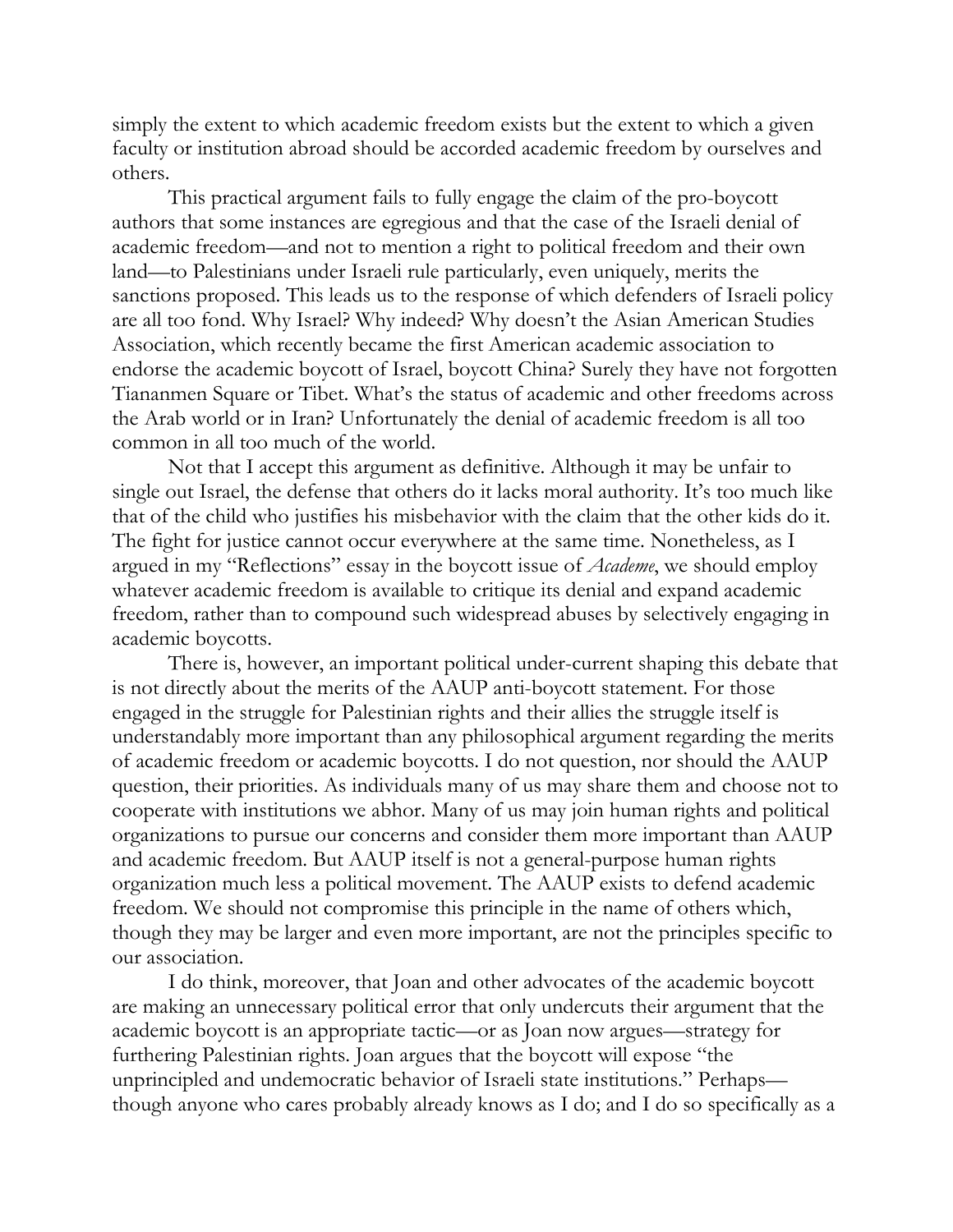simply the extent to which academic freedom exists but the extent to which a given faculty or institution abroad should be accorded academic freedom by ourselves and others.

This practical argument fails to fully engage the claim of the pro-boycott authors that some instances are egregious and that the case of the Israeli denial of academic freedom—and not to mention a right to political freedom and their own land—to Palestinians under Israeli rule particularly, even uniquely, merits the sanctions proposed. This leads us to the response of which defenders of Israeli policy are all too fond. Why Israel? Why indeed? Why doesn't the Asian American Studies Association, which recently became the first American academic association to endorse the academic boycott of Israel, boycott China? Surely they have not forgotten Tiananmen Square or Tibet. What's the status of academic and other freedoms across the Arab world or in Iran? Unfortunately the denial of academic freedom is all too common in all too much of the world.

Not that I accept this argument as definitive. Although it may be unfair to single out Israel, the defense that others do it lacks moral authority. It's too much like that of the child who justifies his misbehavior with the claim that the other kids do it. The fight for justice cannot occur everywhere at the same time. Nonetheless, as I argued in my "Reflections" essay in the boycott issue of *Academe*, we should employ whatever academic freedom is available to critique its denial and expand academic freedom, rather than to compound such widespread abuses by selectively engaging in academic boycotts.

There is, however, an important political under-current shaping this debate that is not directly about the merits of the AAUP anti-boycott statement. For those engaged in the struggle for Palestinian rights and their allies the struggle itself is understandably more important than any philosophical argument regarding the merits of academic freedom or academic boycotts. I do not question, nor should the AAUP question, their priorities. As individuals many of us may share them and choose not to cooperate with institutions we abhor. Many of us may join human rights and political organizations to pursue our concerns and consider them more important than AAUP and academic freedom. But AAUP itself is not a general-purpose human rights organization much less a political movement. The AAUP exists to defend academic freedom. We should not compromise this principle in the name of others which, though they may be larger and even more important, are not the principles specific to our association.

I do think, moreover, that Joan and other advocates of the academic boycott are making an unnecessary political error that only undercuts their argument that the academic boycott is an appropriate tactic—or as Joan now argues—strategy for furthering Palestinian rights. Joan argues that the boycott will expose "the unprincipled and undemocratic behavior of Israeli state institutions." Perhaps—though anyone who cares probably already knows as I do; and I do so specifically as a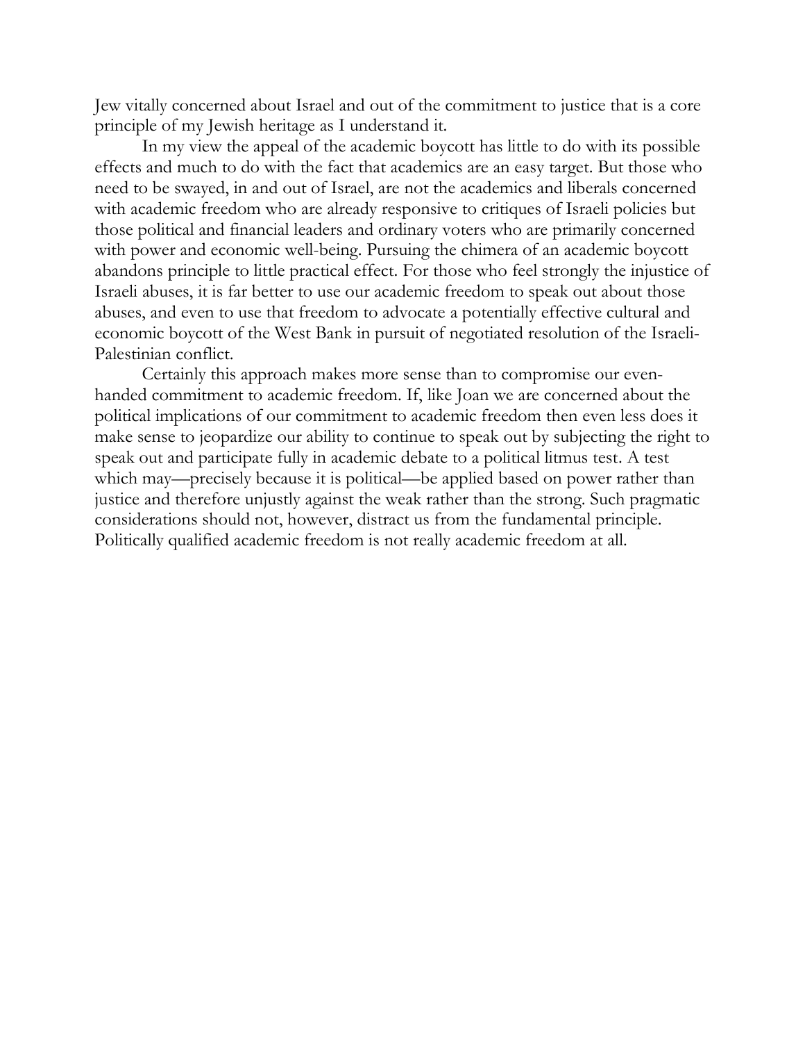Jew vitally concerned about Israel and out of the commitment to justice that is a core principle of my Jewish heritage as I understand it.

In my view the appeal of the academic boycott has little to do with its possible effects and much to do with the fact that academics are an easy target. But those who need to be swayed, in and out of Israel, are not the academics and liberals concerned with academic freedom who are already responsive to critiques of Israeli policies but those political and financial leaders and ordinary voters who are primarily concerned with power and economic well-being. Pursuing the chimera of an academic boycott abandons principle to little practical effect. For those who feel strongly the injustice of Israeli abuses, it is far better to use our academic freedom to speak out about those abuses, and even to use that freedom to advocate a potentially effective cultural and economic boycott of the West Bank in pursuit of negotiated resolution of the Israeli-Palestinian conflict.

Certainly this approach makes more sense than to compromise our even-handed commitment to academic freedom. If, like Joan we are concerned about the political implications of our commitment to academic freedom then even less does it make sense to jeopardize our ability to continue to speak out by subjecting the right to speak out and participate fully in academic debate to a political litmus test. A test which may—precisely because it is political—be applied based on power rather than justice and therefore unjustly against the weak rather than the strong. Such pragmatic considerations should not, however, distract us from the fundamental principle. Politically qualified academic freedom is not really academic freedom at all.